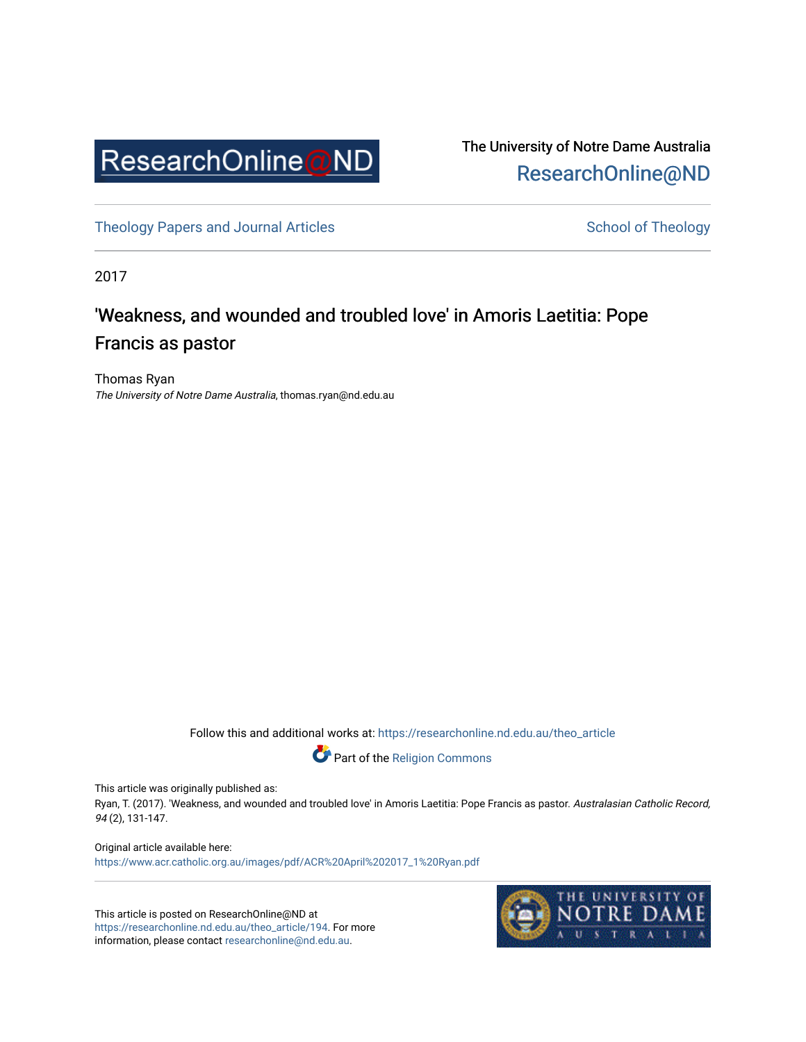The University of Notre Dame Australia
ResearchOnline@ND

Theology Papers and Journal Articles

School of Theology

2017

# 'Weakness, and wounded and troubled love' in Amoris Laetitia: Pope Francis as pastor

Thomas Ryan
*The University of Notre Dame Australia*, thomas.ryan@nd.edu.au

Follow this and additional works at: https://researchonline.nd.edu.au/theo_article

Part of the Religion Commons

This article was originally published as:
Ryan, T. (2017). 'Weakness, and wounded and troubled love' in Amoris Laetitia: Pope Francis as pastor. *Australasian Catholic Record, 94* (2), 131-147.

Original article available here:
https://www.acr.catholic.org.au/images/pdf/ACR%20April%202017_1%20Ryan.pdf

This article is posted on ResearchOnline@ND at https://researchonline.nd.edu.au/theo_article/194. For more information, please contact researchonline@nd.edu.au.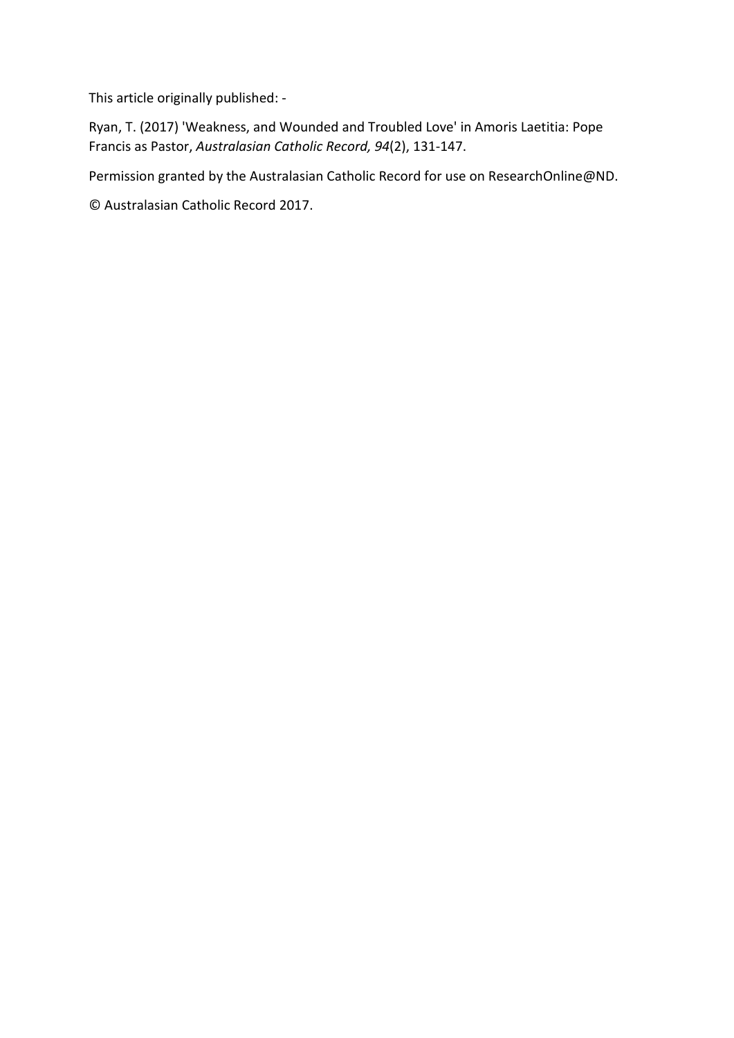This article originally published: -

Ryan, T. (2017) 'Weakness, and Wounded and Troubled Love' in Amoris Laetitia: Pope Francis as Pastor, *Australasian Catholic Record, 94*(2), 131-147.

Permission granted by the Australasian Catholic Record for use on ResearchOnline@ND.

© Australasian Catholic Record 2017.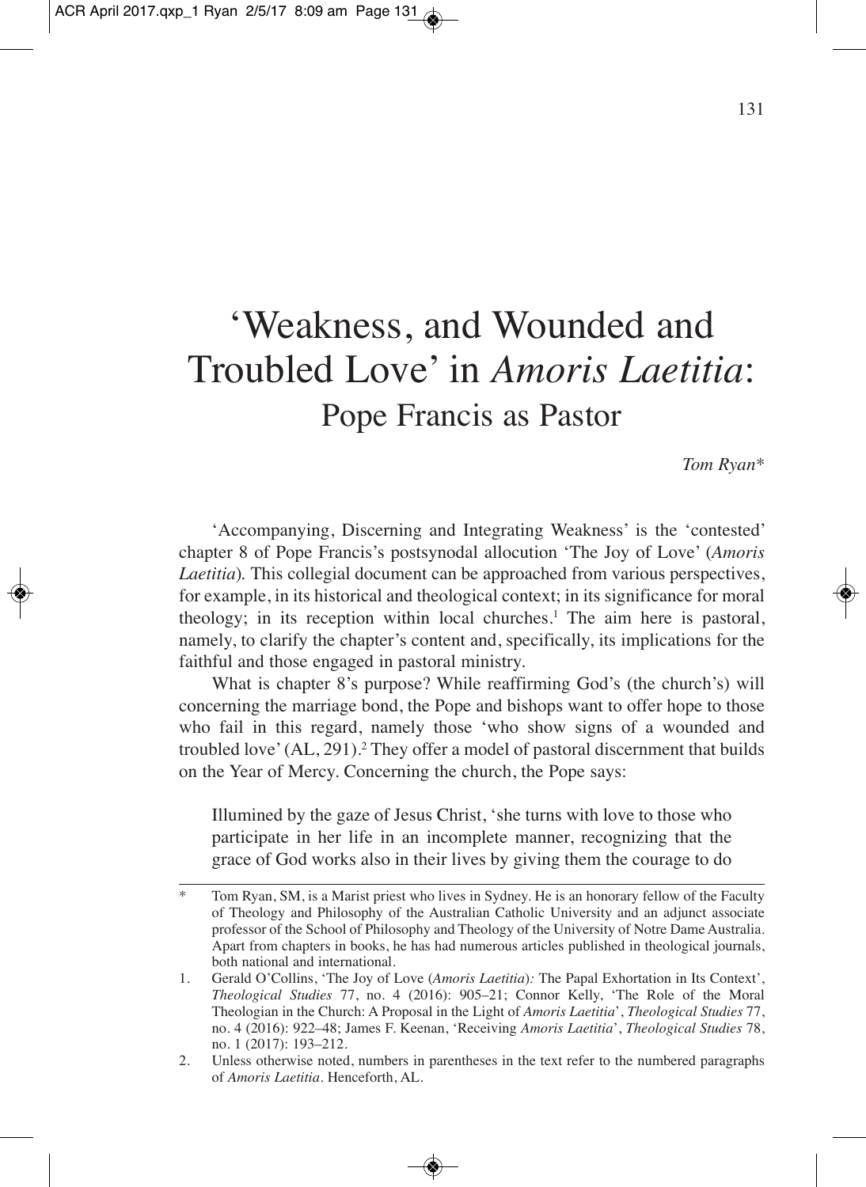# 'Weakness, and Wounded and Troubled Love' in *Amoris Laetitia*: Pope Francis as Pastor

*Tom Ryan**

'Accompanying, Discerning and Integrating Weakness' is the 'contested' chapter 8 of Pope Francis's postsynodal allocution 'The Joy of Love' (*Amoris Laetitia*). This collegial document can be approached from various perspectives, for example, in its historical and theological context; in its significance for moral theology; in its reception within local churches.[1] The aim here is pastoral, namely, to clarify the chapter's content and, specifically, its implications for the faithful and those engaged in pastoral ministry.

What is chapter 8's purpose? While reaffirming God's (the church's) will concerning the marriage bond, the Pope and bishops want to offer hope to those who fail in this regard, namely those 'who show signs of a wounded and troubled love' (AL, 291).[2] They offer a model of pastoral discernment that builds on the Year of Mercy. Concerning the church, the Pope says:

> Illumined by the gaze of Jesus Christ, 'she turns with love to those who participate in her life in an incomplete manner, recognizing that the grace of God works also in their lives by giving them the courage to do

---

\* Tom Ryan, SM, is a Marist priest who lives in Sydney. He is an honorary fellow of the Faculty of Theology and Philosophy of the Australian Catholic University and an adjunct associate professor of the School of Philosophy and Theology of the University of Notre Dame Australia. Apart from chapters in books, he has had numerous articles published in theological journals, both national and international.

1. Gerald O'Collins, 'The Joy of Love (*Amoris Laetitia*): The Papal Exhortation in Its Context', *Theological Studies* 77, no. 4 (2016): 905–21; Connor Kelly, 'The Role of the Moral Theologian in the Church: A Proposal in the Light of *Amoris Laetitia*', *Theological Studies* 77, no. 4 (2016): 922–48; James F. Keenan, 'Receiving *Amoris Laetitia*', *Theological Studies* 78, no. 1 (2017): 193–212.
2. Unless otherwise noted, numbers in parentheses in the text refer to the numbered paragraphs of *Amoris Laetitia*. Henceforth, AL.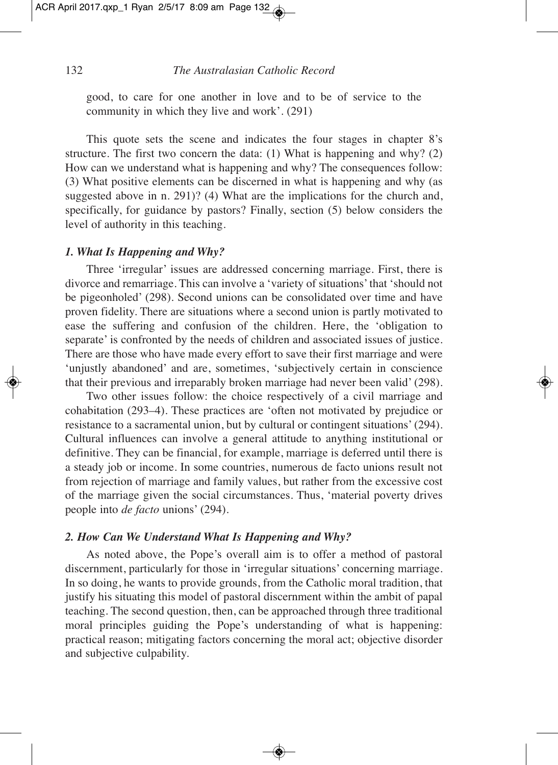good, to care for one another in love and to be of service to the community in which they live and work'. (291)

This quote sets the scene and indicates the four stages in chapter 8's structure. The first two concern the data: (1) What is happening and why? (2) How can we understand what is happening and why? The consequences follow: (3) What positive elements can be discerned in what is happening and why (as suggested above in n. 291)? (4) What are the implications for the church and, specifically, for guidance by pastors? Finally, section (5) below considers the level of authority in this teaching.

### *1. What Is Happening and Why?*

Three 'irregular' issues are addressed concerning marriage. First, there is divorce and remarriage. This can involve a 'variety of situations' that 'should not be pigeonholed' (298). Second unions can be consolidated over time and have proven fidelity. There are situations where a second union is partly motivated to ease the suffering and confusion of the children. Here, the 'obligation to separate' is confronted by the needs of children and associated issues of justice. There are those who have made every effort to save their first marriage and were 'unjustly abandoned' and are, sometimes, 'subjectively certain in conscience that their previous and irreparably broken marriage had never been valid' (298).

Two other issues follow: the choice respectively of a civil marriage and cohabitation (293–4). These practices are 'often not motivated by prejudice or resistance to a sacramental union, but by cultural or contingent situations' (294). Cultural influences can involve a general attitude to anything institutional or definitive. They can be financial, for example, marriage is deferred until there is a steady job or income. In some countries, numerous de facto unions result not from rejection of marriage and family values, but rather from the excessive cost of the marriage given the social circumstances. Thus, 'material poverty drives people into *de facto* unions' (294).

### *2. How Can We Understand What Is Happening and Why?*

As noted above, the Pope's overall aim is to offer a method of pastoral discernment, particularly for those in 'irregular situations' concerning marriage. In so doing, he wants to provide grounds, from the Catholic moral tradition, that justify his situating this model of pastoral discernment within the ambit of papal teaching. The second question, then, can be approached through three traditional moral principles guiding the Pope's understanding of what is happening: practical reason; mitigating factors concerning the moral act; objective disorder and subjective culpability.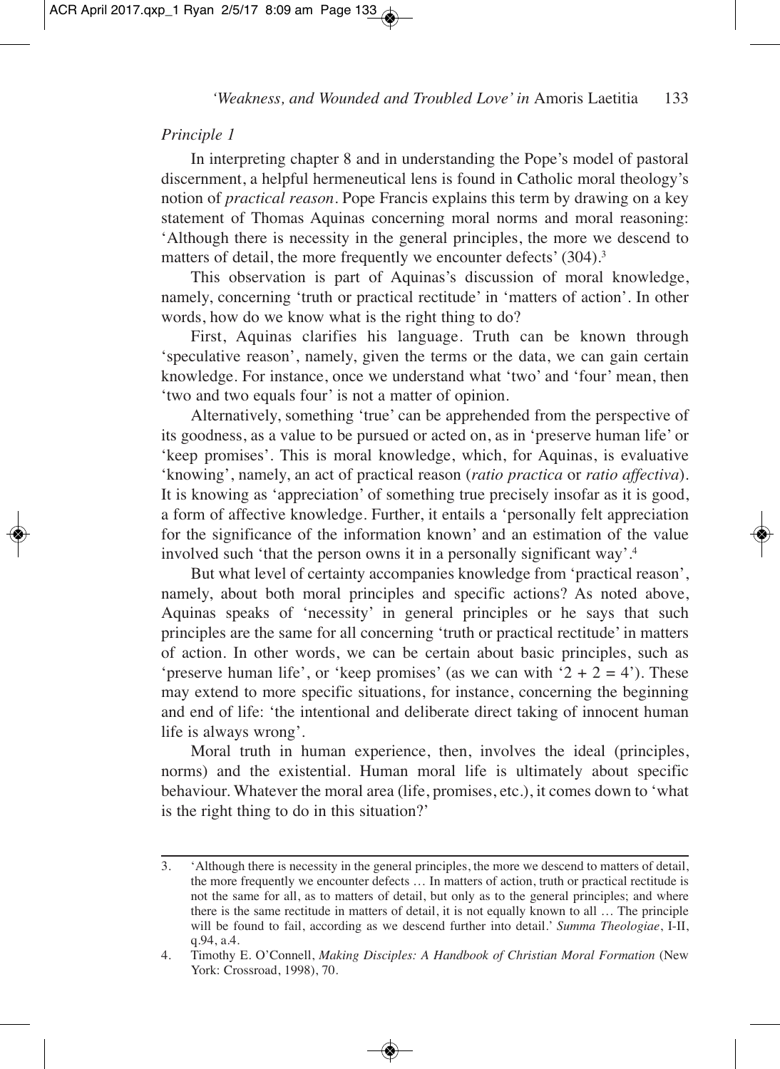*Principle 1*

In interpreting chapter 8 and in understanding the Pope's model of pastoral discernment, a helpful hermeneutical lens is found in Catholic moral theology's notion of *practical reason*. Pope Francis explains this term by drawing on a key statement of Thomas Aquinas concerning moral norms and moral reasoning: 'Although there is necessity in the general principles, the more we descend to matters of detail, the more frequently we encounter defects' (304).[3]

This observation is part of Aquinas's discussion of moral knowledge, namely, concerning 'truth or practical rectitude' in 'matters of action'. In other words, how do we know what is the right thing to do?

First, Aquinas clarifies his language. Truth can be known through 'speculative reason', namely, given the terms or the data, we can gain certain knowledge. For instance, once we understand what 'two' and 'four' mean, then 'two and two equals four' is not a matter of opinion.

Alternatively, something 'true' can be apprehended from the perspective of its goodness, as a value to be pursued or acted on, as in 'preserve human life' or 'keep promises'. This is moral knowledge, which, for Aquinas, is evaluative 'knowing', namely, an act of practical reason (*ratio practica* or *ratio affectiva*). It is knowing as 'appreciation' of something true precisely insofar as it is good, a form of affective knowledge. Further, it entails a 'personally felt appreciation for the significance of the information known' and an estimation of the value involved such 'that the person owns it in a personally significant way'.[4]

But what level of certainty accompanies knowledge from 'practical reason', namely, about both moral principles and specific actions? As noted above, Aquinas speaks of 'necessity' in general principles or he says that such principles are the same for all concerning 'truth or practical rectitude' in matters of action. In other words, we can be certain about basic principles, such as 'preserve human life', or 'keep promises' (as we can with '2 + 2 = 4'). These may extend to more specific situations, for instance, concerning the beginning and end of life: 'the intentional and deliberate direct taking of innocent human life is always wrong'.

Moral truth in human experience, then, involves the ideal (principles, norms) and the existential. Human moral life is ultimately about specific behaviour. Whatever the moral area (life, promises, etc.), it comes down to 'what is the right thing to do in this situation?'

---

3. 'Although there is necessity in the general principles, the more we descend to matters of detail, the more frequently we encounter defects … In matters of action, truth or practical rectitude is not the same for all, as to matters of detail, but only as to the general principles; and where there is the same rectitude in matters of detail, it is not equally known to all … The principle will be found to fail, according as we descend further into detail.' *Summa Theologiae*, I-II, q.94, a.4.
4. Timothy E. O'Connell, *Making Disciples: A Handbook of Christian Moral Formation* (New York: Crossroad, 1998), 70.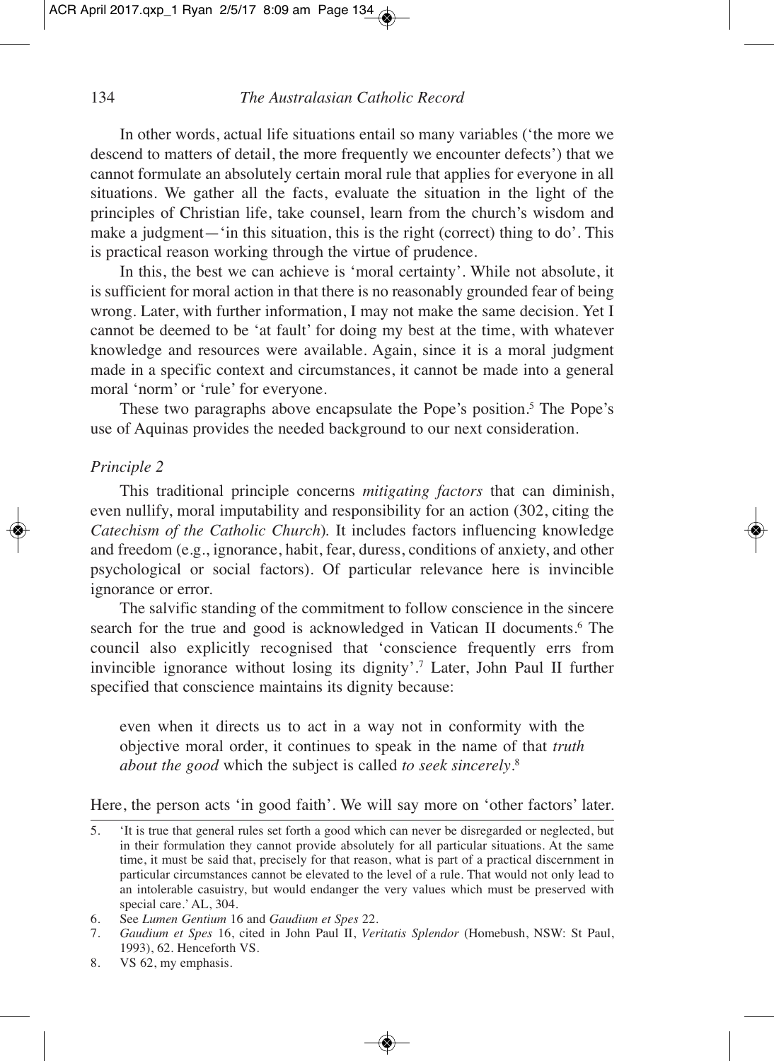In other words, actual life situations entail so many variables ('the more we descend to matters of detail, the more frequently we encounter defects') that we cannot formulate an absolutely certain moral rule that applies for everyone in all situations. We gather all the facts, evaluate the situation in the light of the principles of Christian life, take counsel, learn from the church's wisdom and make a judgment—'in this situation, this is the right (correct) thing to do'. This is practical reason working through the virtue of prudence.

In this, the best we can achieve is 'moral certainty'. While not absolute, it is sufficient for moral action in that there is no reasonably grounded fear of being wrong. Later, with further information, I may not make the same decision. Yet I cannot be deemed to be 'at fault' for doing my best at the time, with whatever knowledge and resources were available. Again, since it is a moral judgment made in a specific context and circumstances, it cannot be made into a general moral 'norm' or 'rule' for everyone.

These two paragraphs above encapsulate the Pope's position.[5] The Pope's use of Aquinas provides the needed background to our next consideration.

*Principle 2*

This traditional principle concerns *mitigating factors* that can diminish, even nullify, moral imputability and responsibility for an action (302, citing the *Catechism of the Catholic Church*). It includes factors influencing knowledge and freedom (e.g., ignorance, habit, fear, duress, conditions of anxiety, and other psychological or social factors). Of particular relevance here is invincible ignorance or error.

The salvific standing of the commitment to follow conscience in the sincere search for the true and good is acknowledged in Vatican II documents.[6] The council also explicitly recognised that 'conscience frequently errs from invincible ignorance without losing its dignity'.[7] Later, John Paul II further specified that conscience maintains its dignity because:

> even when it directs us to act in a way not in conformity with the objective moral order, it continues to speak in the name of that *truth about the good* which the subject is called *to seek sincerely*.[8]

Here, the person acts 'in good faith'. We will say more on 'other factors' later.

---

5. 'It is true that general rules set forth a good which can never be disregarded or neglected, but in their formulation they cannot provide absolutely for all particular situations. At the same time, it must be said that, precisely for that reason, what is part of a practical discernment in particular circumstances cannot be elevated to the level of a rule. That would not only lead to an intolerable casuistry, but would endanger the very values which must be preserved with special care.' AL, 304.
6. See *Lumen Gentium* 16 and *Gaudium et Spes* 22.
7. *Gaudium et Spes* 16, cited in John Paul II, *Veritatis Splendor* (Homebush, NSW: St Paul, 1993), 62. Henceforth VS.
8. VS 62, my emphasis.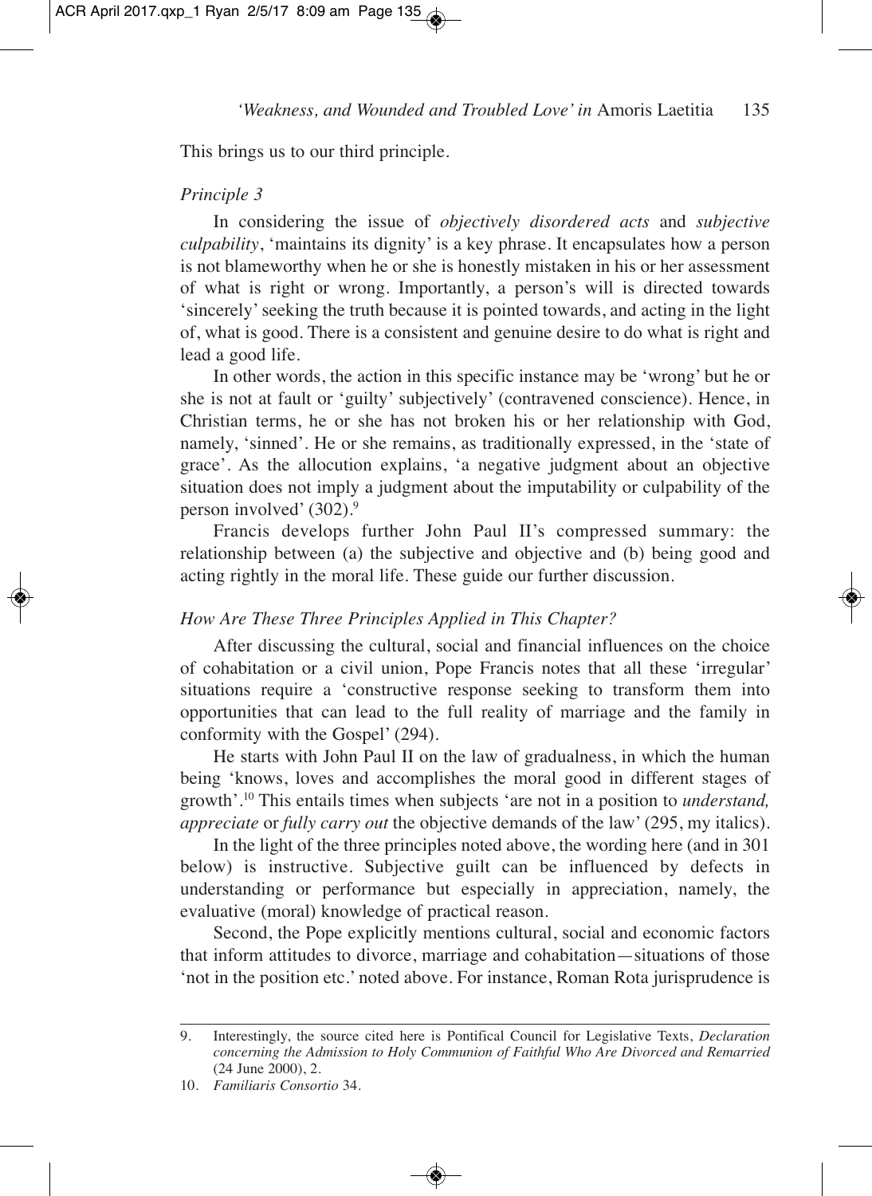This brings us to our third principle.

*Principle 3*

In considering the issue of *objectively disordered acts* and *subjective culpability*, 'maintains its dignity' is a key phrase. It encapsulates how a person is not blameworthy when he or she is honestly mistaken in his or her assessment of what is right or wrong. Importantly, a person's will is directed towards 'sincerely' seeking the truth because it is pointed towards, and acting in the light of, what is good. There is a consistent and genuine desire to do what is right and lead a good life.

In other words, the action in this specific instance may be 'wrong' but he or she is not at fault or 'guilty' subjectively' (contravened conscience). Hence, in Christian terms, he or she has not broken his or her relationship with God, namely, 'sinned'. He or she remains, as traditionally expressed, in the 'state of grace'. As the allocution explains, 'a negative judgment about an objective situation does not imply a judgment about the imputability or culpability of the person involved' (302).[9]

Francis develops further John Paul II's compressed summary: the relationship between (a) the subjective and objective and (b) being good and acting rightly in the moral life. These guide our further discussion.

*How Are These Three Principles Applied in This Chapter?*

After discussing the cultural, social and financial influences on the choice of cohabitation or a civil union, Pope Francis notes that all these 'irregular' situations require a 'constructive response seeking to transform them into opportunities that can lead to the full reality of marriage and the family in conformity with the Gospel' (294).

He starts with John Paul II on the law of gradualness, in which the human being 'knows, loves and accomplishes the moral good in different stages of growth'.[10] This entails times when subjects 'are not in a position to *understand, appreciate* or *fully carry out* the objective demands of the law' (295, my italics).

In the light of the three principles noted above, the wording here (and in 301 below) is instructive. Subjective guilt can be influenced by defects in understanding or performance but especially in appreciation, namely, the evaluative (moral) knowledge of practical reason.

Second, the Pope explicitly mentions cultural, social and economic factors that inform attitudes to divorce, marriage and cohabitation—situations of those 'not in the position etc.' noted above. For instance, Roman Rota jurisprudence is

---

9. Interestingly, the source cited here is Pontifical Council for Legislative Texts, *Declaration concerning the Admission to Holy Communion of Faithful Who Are Divorced and Remarried* (24 June 2000), 2.

10. *Familiaris Consortio* 34.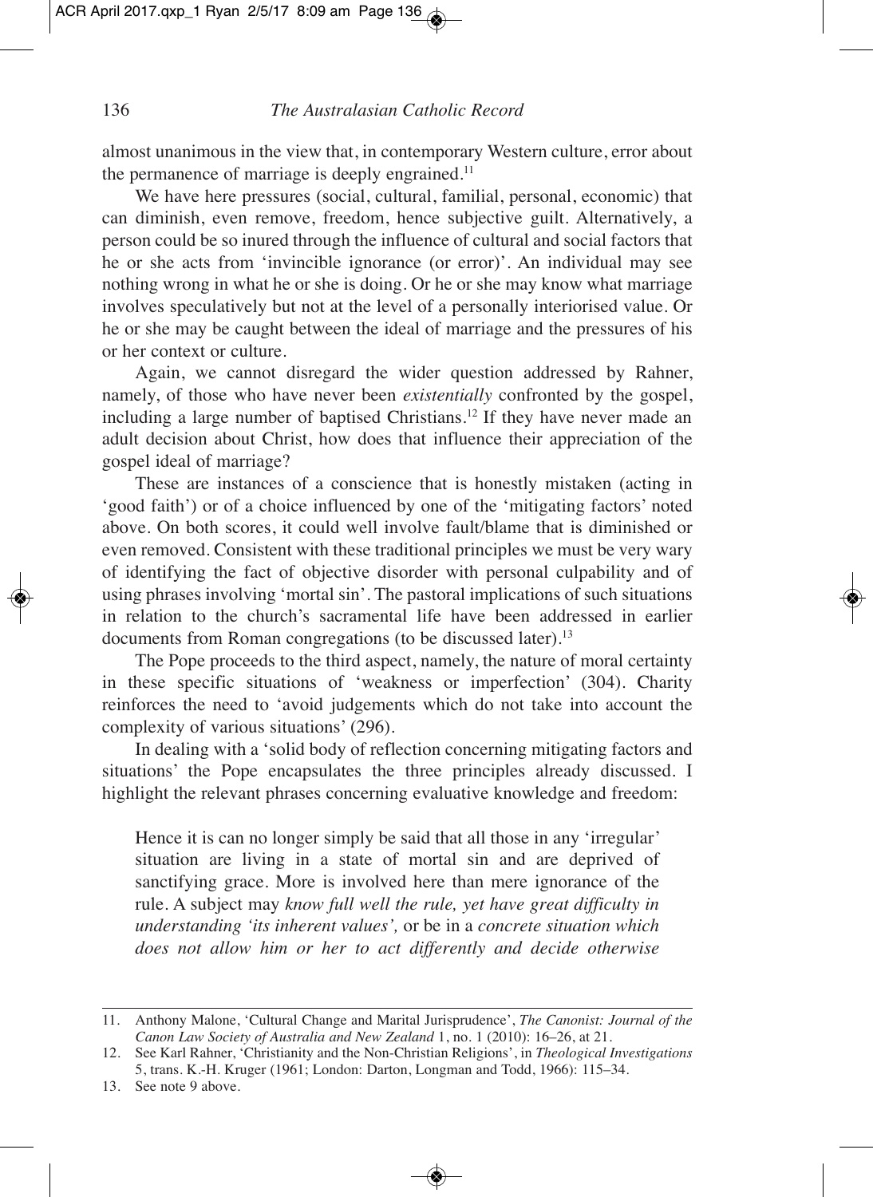almost unanimous in the view that, in contemporary Western culture, error about the permanence of marriage is deeply engrained.[11]

We have here pressures (social, cultural, familial, personal, economic) that can diminish, even remove, freedom, hence subjective guilt. Alternatively, a person could be so inured through the influence of cultural and social factors that he or she acts from 'invincible ignorance (or error)'. An individual may see nothing wrong in what he or she is doing. Or he or she may know what marriage involves speculatively but not at the level of a personally interiorised value. Or he or she may be caught between the ideal of marriage and the pressures of his or her context or culture.

Again, we cannot disregard the wider question addressed by Rahner, namely, of those who have never been *existentially* confronted by the gospel, including a large number of baptised Christians.[12] If they have never made an adult decision about Christ, how does that influence their appreciation of the gospel ideal of marriage?

These are instances of a conscience that is honestly mistaken (acting in 'good faith') or of a choice influenced by one of the 'mitigating factors' noted above. On both scores, it could well involve fault/blame that is diminished or even removed. Consistent with these traditional principles we must be very wary of identifying the fact of objective disorder with personal culpability and of using phrases involving 'mortal sin'. The pastoral implications of such situations in relation to the church's sacramental life have been addressed in earlier documents from Roman congregations (to be discussed later).[13]

The Pope proceeds to the third aspect, namely, the nature of moral certainty in these specific situations of 'weakness or imperfection' (304). Charity reinforces the need to 'avoid judgements which do not take into account the complexity of various situations' (296).

In dealing with a 'solid body of reflection concerning mitigating factors and situations' the Pope encapsulates the three principles already discussed. I highlight the relevant phrases concerning evaluative knowledge and freedom:

> Hence it is can no longer simply be said that all those in any 'irregular' situation are living in a state of mortal sin and are deprived of sanctifying grace. More is involved here than mere ignorance of the rule. A subject may *know full well the rule, yet have great difficulty in understanding 'its inherent values',* or be in a *concrete situation which does not allow him or her to act differently and decide otherwise*

---

11. Anthony Malone, 'Cultural Change and Marital Jurisprudence', *The Canonist: Journal of the Canon Law Society of Australia and New Zealand* 1, no. 1 (2010): 16–26, at 21.
12. See Karl Rahner, 'Christianity and the Non-Christian Religions', in *Theological Investigations* 5, trans. K.-H. Kruger (1961; London: Darton, Longman and Todd, 1966): 115–34.
13. See note 9 above.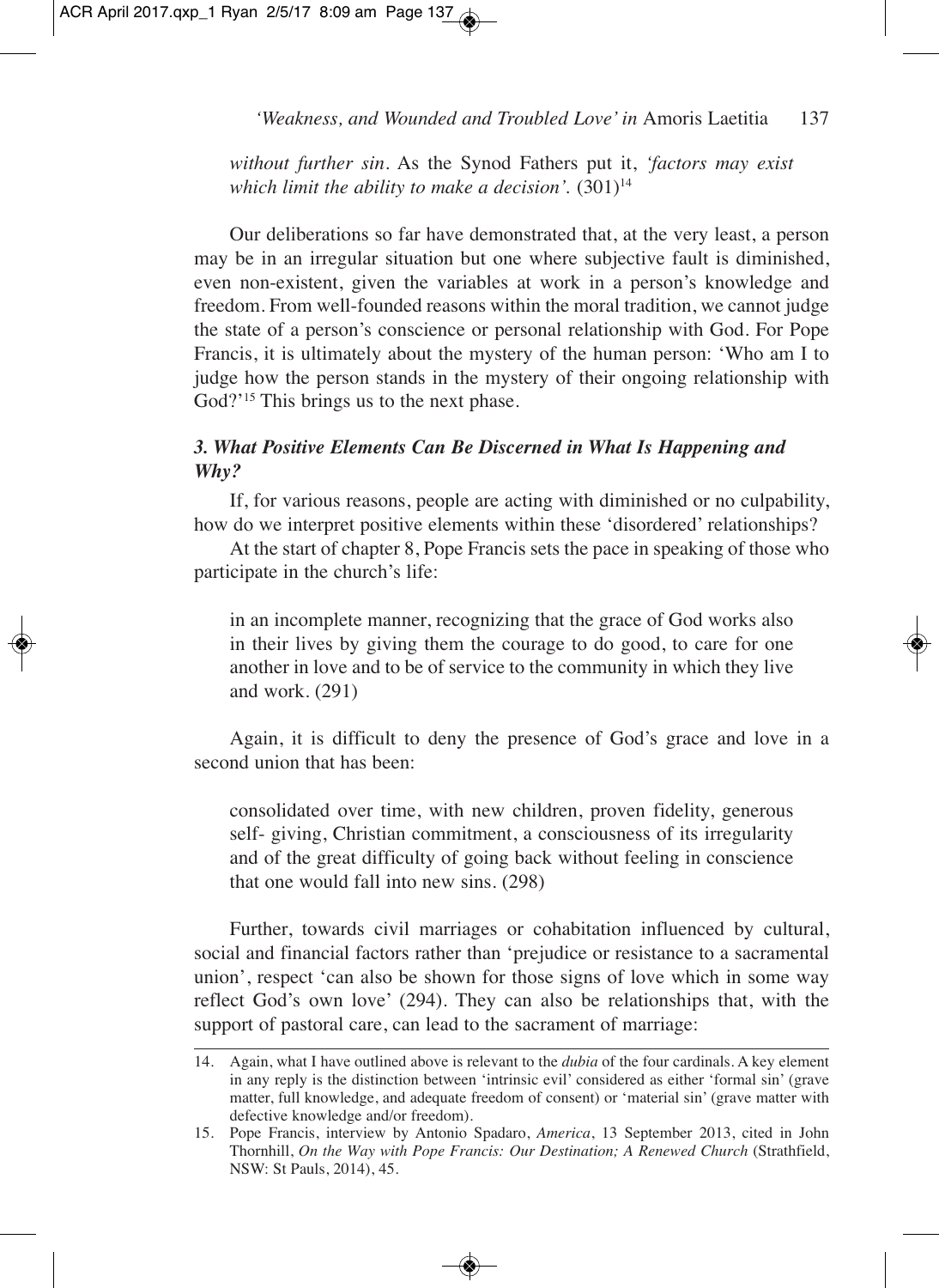*without further sin*. As the Synod Fathers put it, *'factors may exist which limit the ability to make a decision'.* (301)[14]

Our deliberations so far have demonstrated that, at the very least, a person may be in an irregular situation but one where subjective fault is diminished, even non-existent, given the variables at work in a person's knowledge and freedom. From well-founded reasons within the moral tradition, we cannot judge the state of a person's conscience or personal relationship with God. For Pope Francis, it is ultimately about the mystery of the human person: 'Who am I to judge how the person stands in the mystery of their ongoing relationship with God?'[15] This brings us to the next phase.

### *3. What Positive Elements Can Be Discerned in What Is Happening and Why?*

If, for various reasons, people are acting with diminished or no culpability, how do we interpret positive elements within these 'disordered' relationships?

At the start of chapter 8, Pope Francis sets the pace in speaking of those who participate in the church's life:

> in an incomplete manner, recognizing that the grace of God works also in their lives by giving them the courage to do good, to care for one another in love and to be of service to the community in which they live and work. (291)

Again, it is difficult to deny the presence of God's grace and love in a second union that has been:

> consolidated over time, with new children, proven fidelity, generous self- giving, Christian commitment, a consciousness of its irregularity and of the great difficulty of going back without feeling in conscience that one would fall into new sins. (298)

Further, towards civil marriages or cohabitation influenced by cultural, social and financial factors rather than 'prejudice or resistance to a sacramental union', respect 'can also be shown for those signs of love which in some way reflect God's own love' (294). They can also be relationships that, with the support of pastoral care, can lead to the sacrament of marriage:

---

14. Again, what I have outlined above is relevant to the *dubia* of the four cardinals. A key element in any reply is the distinction between 'intrinsic evil' considered as either 'formal sin' (grave matter, full knowledge, and adequate freedom of consent) or 'material sin' (grave matter with defective knowledge and/or freedom).

15. Pope Francis, interview by Antonio Spadaro, *America*, 13 September 2013, cited in John Thornhill, *On the Way with Pope Francis: Our Destination; A Renewed Church* (Strathfield, NSW: St Pauls, 2014), 45.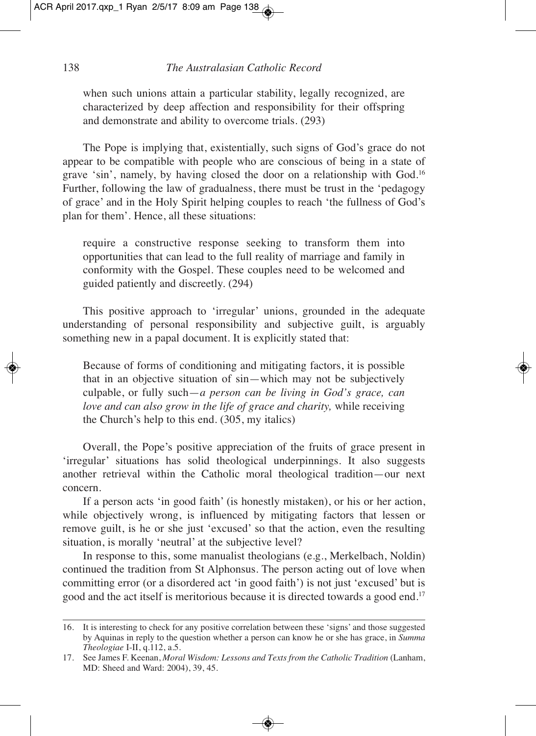> when such unions attain a particular stability, legally recognized, are characterized by deep affection and responsibility for their offspring and demonstrate and ability to overcome trials. (293)

The Pope is implying that, existentially, such signs of God's grace do not appear to be compatible with people who are conscious of being in a state of grave 'sin', namely, by having closed the door on a relationship with God.[16] Further, following the law of gradualness, there must be trust in the 'pedagogy of grace' and in the Holy Spirit helping couples to reach 'the fullness of God's plan for them'. Hence, all these situations:

> require a constructive response seeking to transform them into opportunities that can lead to the full reality of marriage and family in conformity with the Gospel. These couples need to be welcomed and guided patiently and discreetly. (294)

This positive approach to 'irregular' unions, grounded in the adequate understanding of personal responsibility and subjective guilt, is arguably something new in a papal document. It is explicitly stated that:

> Because of forms of conditioning and mitigating factors, it is possible that in an objective situation of sin—which may not be subjectively culpable, or fully such—*a person can be living in God's grace, can love and can also grow in the life of grace and charity,* while receiving the Church's help to this end. (305, my italics)

Overall, the Pope's positive appreciation of the fruits of grace present in 'irregular' situations has solid theological underpinnings. It also suggests another retrieval within the Catholic moral theological tradition—our next concern.

If a person acts 'in good faith' (is honestly mistaken), or his or her action, while objectively wrong, is influenced by mitigating factors that lessen or remove guilt, is he or she just 'excused' so that the action, even the resulting situation, is morally 'neutral' at the subjective level?

In response to this, some manualist theologians (e.g., Merkelbach, Noldin) continued the tradition from St Alphonsus. The person acting out of love when committing error (or a disordered act 'in good faith') is not just 'excused' but is good and the act itself is meritorious because it is directed towards a good end.[17]

---

16. It is interesting to check for any positive correlation between these 'signs' and those suggested by Aquinas in reply to the question whether a person can know he or she has grace, in *Summa Theologiae* I-II, q.112, a.5.
17. See James F. Keenan, *Moral Wisdom: Lessons and Texts from the Catholic Tradition* (Lanham, MD: Sheed and Ward: 2004), 39, 45.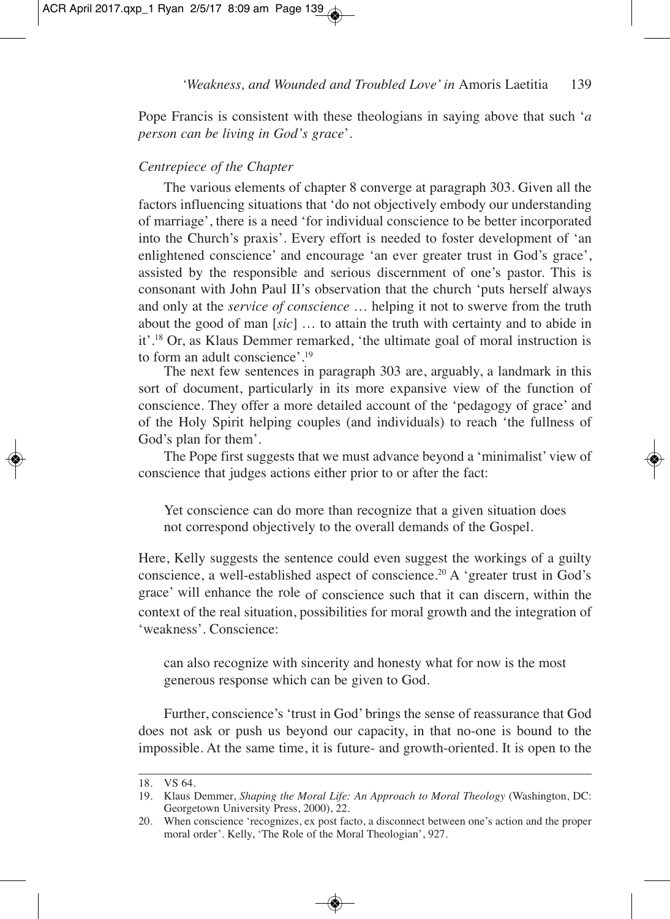Pope Francis is consistent with these theologians in saying above that such '*a person can be living in God's grace*'.

### *Centrepiece of the Chapter*

The various elements of chapter 8 converge at paragraph 303. Given all the factors influencing situations that 'do not objectively embody our understanding of marriage', there is a need 'for individual conscience to be better incorporated into the Church's praxis'. Every effort is needed to foster development of 'an enlightened conscience' and encourage 'an ever greater trust in God's grace', assisted by the responsible and serious discernment of one's pastor. This is consonant with John Paul II's observation that the church 'puts herself always and only at the *service of conscience* … helping it not to swerve from the truth about the good of man [*sic*] … to attain the truth with certainty and to abide in it'.[18] Or, as Klaus Demmer remarked, 'the ultimate goal of moral instruction is to form an adult conscience'.[19]

The next few sentences in paragraph 303 are, arguably, a landmark in this sort of document, particularly in its more expansive view of the function of conscience. They offer a more detailed account of the 'pedagogy of grace' and of the Holy Spirit helping couples (and individuals) to reach 'the fullness of God's plan for them'.

The Pope first suggests that we must advance beyond a 'minimalist' view of conscience that judges actions either prior to or after the fact:

> Yet conscience can do more than recognize that a given situation does not correspond objectively to the overall demands of the Gospel.

Here, Kelly suggests the sentence could even suggest the workings of a guilty conscience, a well-established aspect of conscience.[20] A 'greater trust in God's grace' will enhance the role of conscience such that it can discern, within the context of the real situation, possibilities for moral growth and the integration of 'weakness'. Conscience:

> can also recognize with sincerity and honesty what for now is the most generous response which can be given to God.

Further, conscience's 'trust in God' brings the sense of reassurance that God does not ask or push us beyond our capacity, in that no-one is bound to the impossible. At the same time, it is future- and growth-oriented. It is open to the

---

18. VS 64.
19. Klaus Demmer, *Shaping the Moral Life: An Approach to Moral Theology* (Washington, DC: Georgetown University Press, 2000), 22.
20. When conscience 'recognizes, ex post facto, a disconnect between one's action and the proper moral order'. Kelly, 'The Role of the Moral Theologian', 927.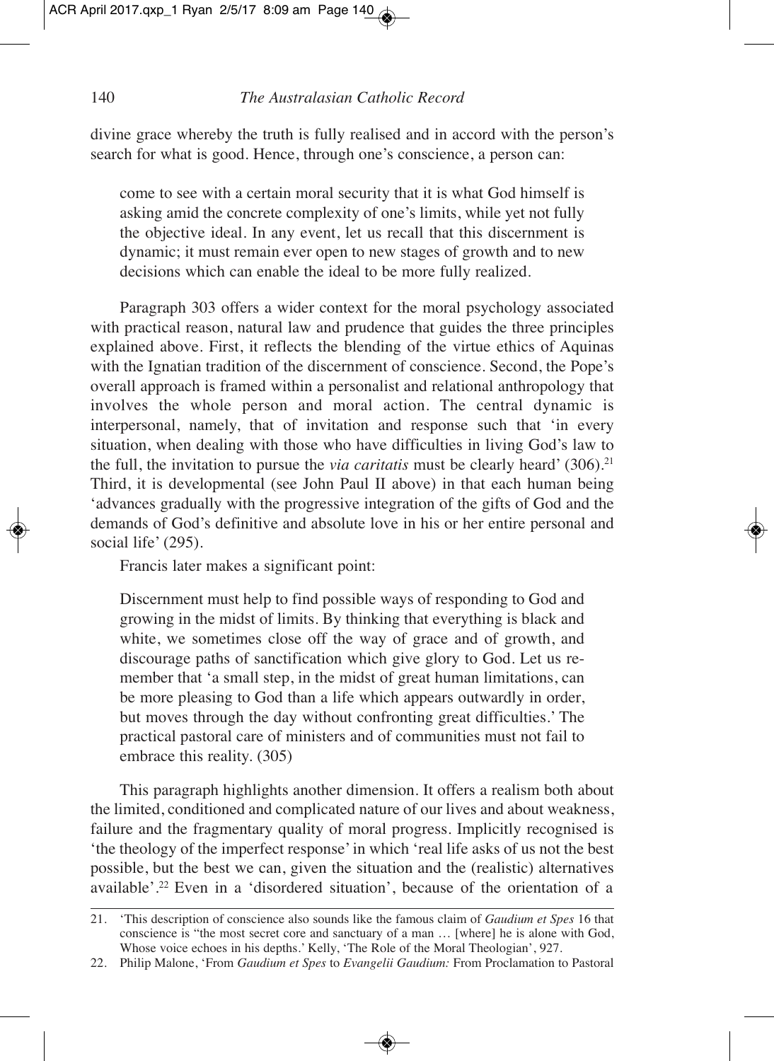divine grace whereby the truth is fully realised and in accord with the person's search for what is good. Hence, through one's conscience, a person can:

> come to see with a certain moral security that it is what God himself is asking amid the concrete complexity of one's limits, while yet not fully the objective ideal. In any event, let us recall that this discernment is dynamic; it must remain ever open to new stages of growth and to new decisions which can enable the ideal to be more fully realized.

Paragraph 303 offers a wider context for the moral psychology associated with practical reason, natural law and prudence that guides the three principles explained above. First, it reflects the blending of the virtue ethics of Aquinas with the Ignatian tradition of the discernment of conscience. Second, the Pope's overall approach is framed within a personalist and relational anthropology that involves the whole person and moral action. The central dynamic is interpersonal, namely, that of invitation and response such that 'in every situation, when dealing with those who have difficulties in living God's law to the full, the invitation to pursue the *via caritatis* must be clearly heard' (306).[21] Third, it is developmental (see John Paul II above) in that each human being 'advances gradually with the progressive integration of the gifts of God and the demands of God's definitive and absolute love in his or her entire personal and social life' (295).

Francis later makes a significant point:

> Discernment must help to find possible ways of responding to God and growing in the midst of limits. By thinking that everything is black and white, we sometimes close off the way of grace and of growth, and discourage paths of sanctification which give glory to God. Let us remember that 'a small step, in the midst of great human limitations, can be more pleasing to God than a life which appears outwardly in order, but moves through the day without confronting great difficulties.' The practical pastoral care of ministers and of communities must not fail to embrace this reality. (305)

This paragraph highlights another dimension. It offers a realism both about the limited, conditioned and complicated nature of our lives and about weakness, failure and the fragmentary quality of moral progress. Implicitly recognised is 'the theology of the imperfect response' in which 'real life asks of us not the best possible, but the best we can, given the situation and the (realistic) alternatives available'.[22] Even in a 'disordered situation', because of the orientation of a

---

21. 'This description of conscience also sounds like the famous claim of *Gaudium et Spes* 16 that conscience is "the most secret core and sanctuary of a man … [where] he is alone with God, Whose voice echoes in his depths.' Kelly, 'The Role of the Moral Theologian', 927.

22. Philip Malone, 'From *Gaudium et Spes* to *Evangelii Gaudium:* From Proclamation to Pastoral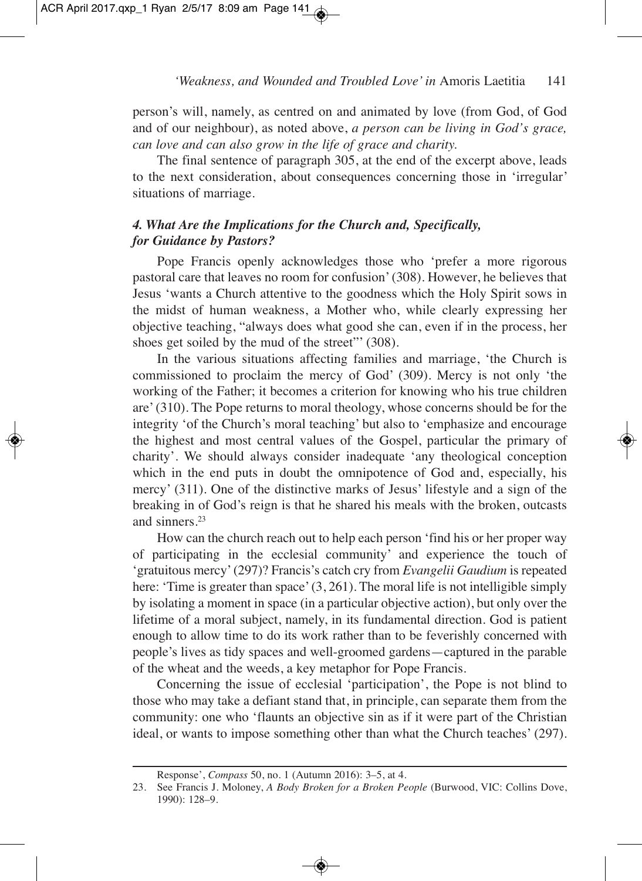person's will, namely, as centred on and animated by love (from God, of God and of our neighbour), as noted above, *a person can be living in God's grace, can love and can also grow in the life of grace and charity.*

The final sentence of paragraph 305, at the end of the excerpt above, leads to the next consideration, about consequences concerning those in 'irregular' situations of marriage.

### *4. What Are the Implications for the Church and, Specifically, for Guidance by Pastors?*

Pope Francis openly acknowledges those who 'prefer a more rigorous pastoral care that leaves no room for confusion' (308). However, he believes that Jesus 'wants a Church attentive to the goodness which the Holy Spirit sows in the midst of human weakness, a Mother who, while clearly expressing her objective teaching, "always does what good she can, even if in the process, her shoes get soiled by the mud of the street"' (308).

In the various situations affecting families and marriage, 'the Church is commissioned to proclaim the mercy of God' (309). Mercy is not only 'the working of the Father; it becomes a criterion for knowing who his true children are' (310). The Pope returns to moral theology, whose concerns should be for the integrity 'of the Church's moral teaching' but also to 'emphasize and encourage the highest and most central values of the Gospel, particular the primary of charity'. We should always consider inadequate 'any theological conception which in the end puts in doubt the omnipotence of God and, especially, his mercy' (311). One of the distinctive marks of Jesus' lifestyle and a sign of the breaking in of God's reign is that he shared his meals with the broken, outcasts and sinners.[23]

How can the church reach out to help each person 'find his or her proper way of participating in the ecclesial community' and experience the touch of 'gratuitous mercy' (297)? Francis's catch cry from *Evangelii Gaudium* is repeated here: 'Time is greater than space' (3, 261). The moral life is not intelligible simply by isolating a moment in space (in a particular objective action), but only over the lifetime of a moral subject, namely, in its fundamental direction. God is patient enough to allow time to do its work rather than to be feverishly concerned with people's lives as tidy spaces and well-groomed gardens—captured in the parable of the wheat and the weeds, a key metaphor for Pope Francis.

Concerning the issue of ecclesial 'participation', the Pope is not blind to those who may take a defiant stand that, in principle, can separate them from the community: one who 'flaunts an objective sin as if it were part of the Christian ideal, or wants to impose something other than what the Church teaches' (297).

---

Response', *Compass* 50, no. 1 (Autumn 2016): 3–5, at 4.

23. See Francis J. Moloney, *A Body Broken for a Broken People* (Burwood, VIC: Collins Dove, 1990): 128–9.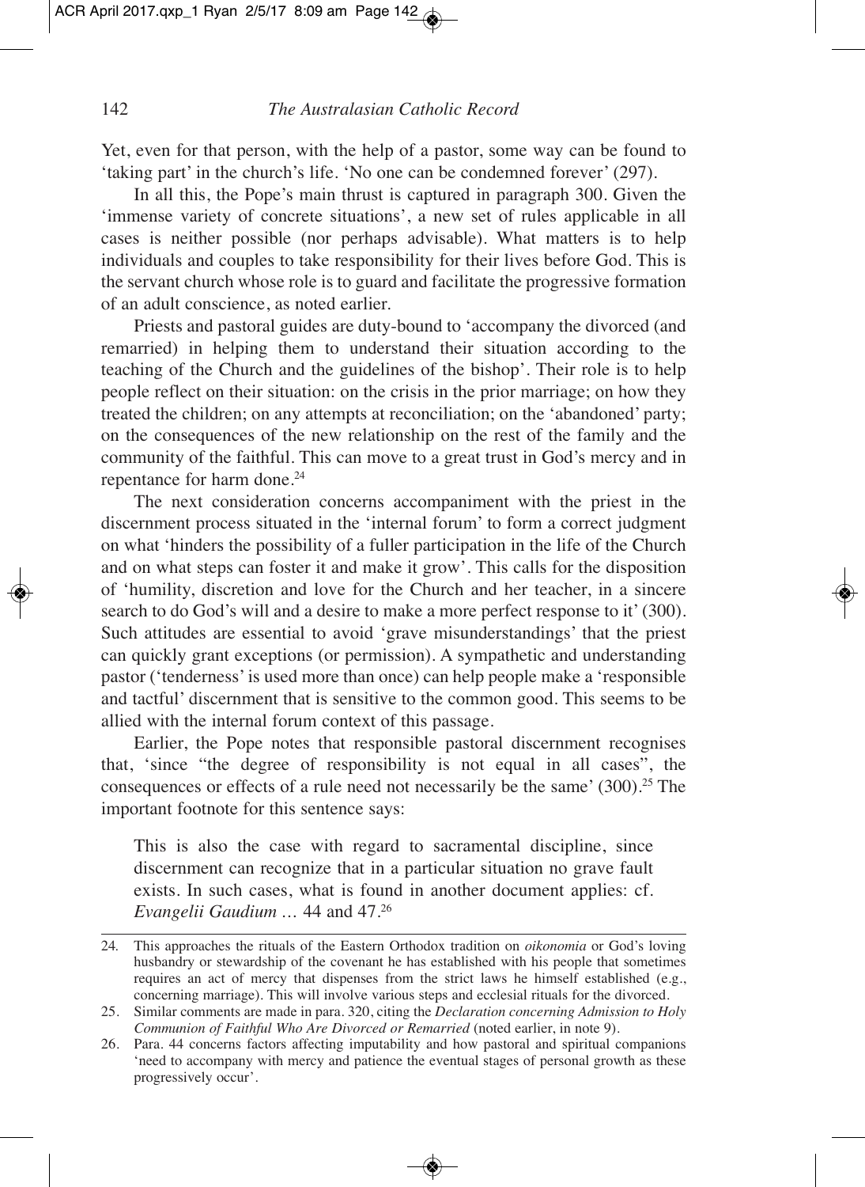Yet, even for that person, with the help of a pastor, some way can be found to 'taking part' in the church's life. 'No one can be condemned forever' (297).

In all this, the Pope's main thrust is captured in paragraph 300. Given the 'immense variety of concrete situations', a new set of rules applicable in all cases is neither possible (nor perhaps advisable). What matters is to help individuals and couples to take responsibility for their lives before God. This is the servant church whose role is to guard and facilitate the progressive formation of an adult conscience, as noted earlier.

Priests and pastoral guides are duty-bound to 'accompany the divorced (and remarried) in helping them to understand their situation according to the teaching of the Church and the guidelines of the bishop'. Their role is to help people reflect on their situation: on the crisis in the prior marriage; on how they treated the children; on any attempts at reconciliation; on the 'abandoned' party; on the consequences of the new relationship on the rest of the family and the community of the faithful. This can move to a great trust in God's mercy and in repentance for harm done.[24]

The next consideration concerns accompaniment with the priest in the discernment process situated in the 'internal forum' to form a correct judgment on what 'hinders the possibility of a fuller participation in the life of the Church and on what steps can foster it and make it grow'. This calls for the disposition of 'humility, discretion and love for the Church and her teacher, in a sincere search to do God's will and a desire to make a more perfect response to it' (300). Such attitudes are essential to avoid 'grave misunderstandings' that the priest can quickly grant exceptions (or permission). A sympathetic and understanding pastor ('tenderness' is used more than once) can help people make a 'responsible and tactful' discernment that is sensitive to the common good. This seems to be allied with the internal forum context of this passage.

Earlier, the Pope notes that responsible pastoral discernment recognises that, 'since "the degree of responsibility is not equal in all cases", the consequences or effects of a rule need not necessarily be the same' (300).[25] The important footnote for this sentence says:

> This is also the case with regard to sacramental discipline, since discernment can recognize that in a particular situation no grave fault exists. In such cases, what is found in another document applies: cf. *Evangelii Gaudium* … 44 and 47.[26]

---

24. This approaches the rituals of the Eastern Orthodox tradition on *oikonomia* or God's loving husbandry or stewardship of the covenant he has established with his people that sometimes requires an act of mercy that dispenses from the strict laws he himself established (e.g., concerning marriage). This will involve various steps and ecclesial rituals for the divorced.

25. Similar comments are made in para. 320, citing the *Declaration concerning Admission to Holy Communion of Faithful Who Are Divorced or Remarried* (noted earlier, in note 9).

26. Para. 44 concerns factors affecting imputability and how pastoral and spiritual companions 'need to accompany with mercy and patience the eventual stages of personal growth as these progressively occur'.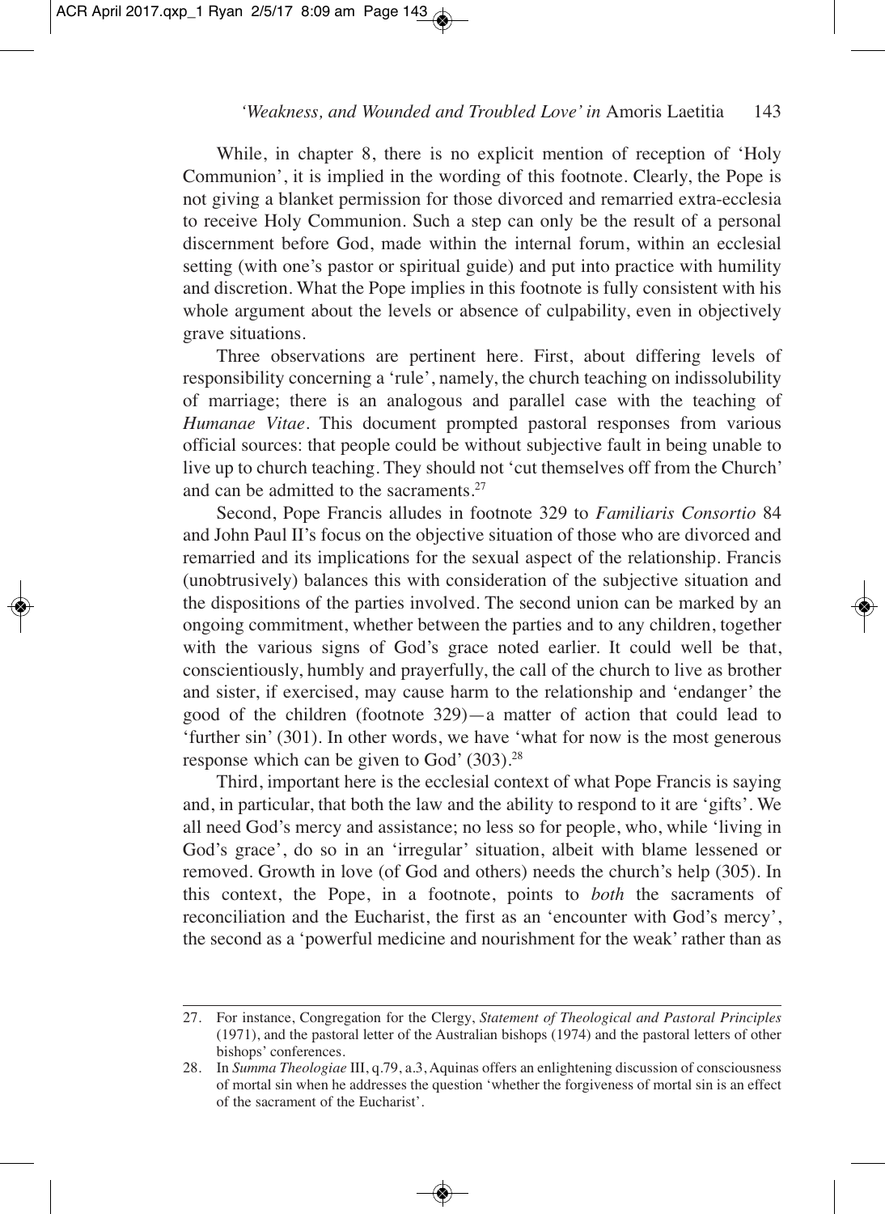While, in chapter 8, there is no explicit mention of reception of 'Holy Communion', it is implied in the wording of this footnote. Clearly, the Pope is not giving a blanket permission for those divorced and remarried extra-ecclesia to receive Holy Communion. Such a step can only be the result of a personal discernment before God, made within the internal forum, within an ecclesial setting (with one's pastor or spiritual guide) and put into practice with humility and discretion. What the Pope implies in this footnote is fully consistent with his whole argument about the levels or absence of culpability, even in objectively grave situations.

Three observations are pertinent here. First, about differing levels of responsibility concerning a 'rule', namely, the church teaching on indissolubility of marriage; there is an analogous and parallel case with the teaching of *Humanae Vitae*. This document prompted pastoral responses from various official sources: that people could be without subjective fault in being unable to live up to church teaching. They should not 'cut themselves off from the Church' and can be admitted to the sacraments.[27]

Second, Pope Francis alludes in footnote 329 to *Familiaris Consortio* 84 and John Paul II's focus on the objective situation of those who are divorced and remarried and its implications for the sexual aspect of the relationship. Francis (unobtrusively) balances this with consideration of the subjective situation and the dispositions of the parties involved. The second union can be marked by an ongoing commitment, whether between the parties and to any children, together with the various signs of God's grace noted earlier. It could well be that, conscientiously, humbly and prayerfully, the call of the church to live as brother and sister, if exercised, may cause harm to the relationship and 'endanger' the good of the children (footnote 329)—a matter of action that could lead to 'further sin' (301). In other words, we have 'what for now is the most generous response which can be given to God' (303).[28]

Third, important here is the ecclesial context of what Pope Francis is saying and, in particular, that both the law and the ability to respond to it are 'gifts'. We all need God's mercy and assistance; no less so for people, who, while 'living in God's grace', do so in an 'irregular' situation, albeit with blame lessened or removed. Growth in love (of God and others) needs the church's help (305). In this context, the Pope, in a footnote, points to *both* the sacraments of reconciliation and the Eucharist, the first as an 'encounter with God's mercy', the second as a 'powerful medicine and nourishment for the weak' rather than as

---

27. For instance, Congregation for the Clergy, *Statement of Theological and Pastoral Principles* (1971), and the pastoral letter of the Australian bishops (1974) and the pastoral letters of other bishops' conferences.

28. In *Summa Theologiae* III, q.79, a.3, Aquinas offers an enlightening discussion of consciousness of mortal sin when he addresses the question 'whether the forgiveness of mortal sin is an effect of the sacrament of the Eucharist'.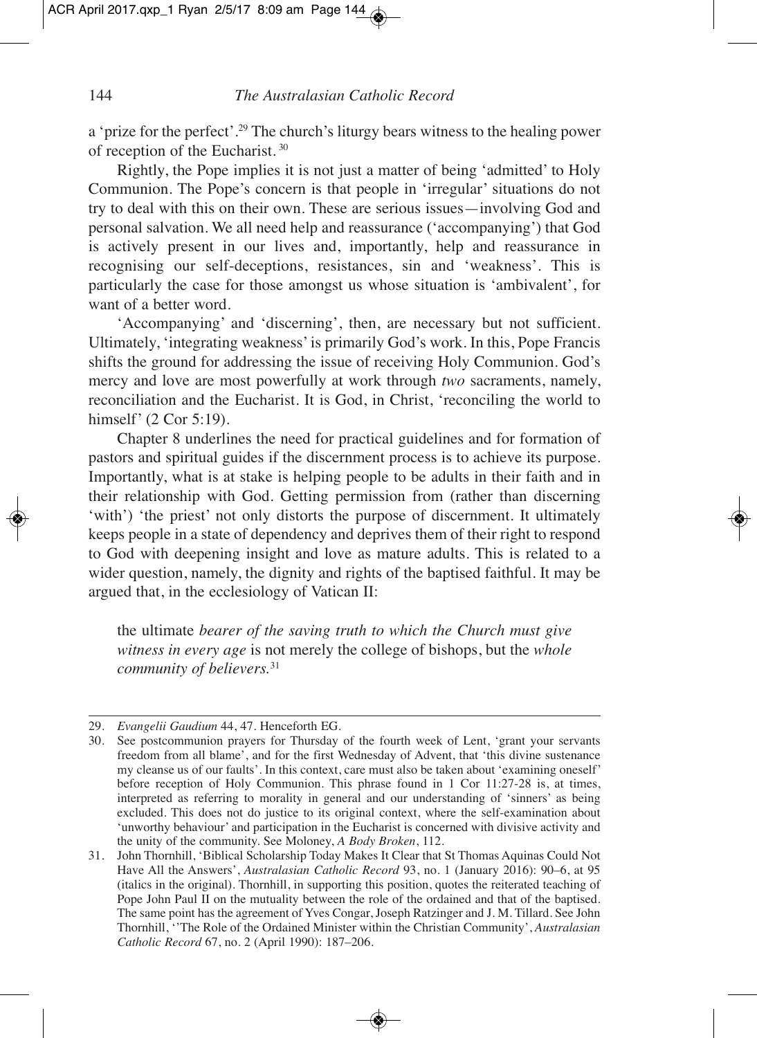a 'prize for the perfect'.[29] The church's liturgy bears witness to the healing power of reception of the Eucharist.[30]

Rightly, the Pope implies it is not just a matter of being 'admitted' to Holy Communion. The Pope's concern is that people in 'irregular' situations do not try to deal with this on their own. These are serious issues—involving God and personal salvation. We all need help and reassurance ('accompanying') that God is actively present in our lives and, importantly, help and reassurance in recognising our self-deceptions, resistances, sin and 'weakness'. This is particularly the case for those amongst us whose situation is 'ambivalent', for want of a better word.

'Accompanying' and 'discerning', then, are necessary but not sufficient. Ultimately, 'integrating weakness' is primarily God's work. In this, Pope Francis shifts the ground for addressing the issue of receiving Holy Communion. God's mercy and love are most powerfully at work through *two* sacraments, namely, reconciliation and the Eucharist. It is God, in Christ, 'reconciling the world to himself' (2 Cor 5:19).

Chapter 8 underlines the need for practical guidelines and for formation of pastors and spiritual guides if the discernment process is to achieve its purpose. Importantly, what is at stake is helping people to be adults in their faith and in their relationship with God. Getting permission from (rather than discerning 'with') 'the priest' not only distorts the purpose of discernment. It ultimately keeps people in a state of dependency and deprives them of their right to respond to God with deepening insight and love as mature adults. This is related to a wider question, namely, the dignity and rights of the baptised faithful. It may be argued that, in the ecclesiology of Vatican II:

> the ultimate *bearer of the saving truth to which the Church must give witness in every age* is not merely the college of bishops, but the *whole community of believers.*[31]

---

29. *Evangelii Gaudium* 44, 47. Henceforth EG.

30. See postcommunion prayers for Thursday of the fourth week of Lent, 'grant your servants freedom from all blame', and for the first Wednesday of Advent, that 'this divine sustenance my cleanse us of our faults'. In this context, care must also be taken about 'examining oneself' before reception of Holy Communion. This phrase found in 1 Cor 11:27-28 is, at times, interpreted as referring to morality in general and our understanding of 'sinners' as being excluded. This does not do justice to its original context, where the self-examination about 'unworthy behaviour' and participation in the Eucharist is concerned with divisive activity and the unity of the community. See Moloney, *A Body Broken*, 112.

31. John Thornhill, 'Biblical Scholarship Today Makes It Clear that St Thomas Aquinas Could Not Have All the Answers', *Australasian Catholic Record* 93, no. 1 (January 2016): 90–6, at 95 (italics in the original). Thornhill, in supporting this position, quotes the reiterated teaching of Pope John Paul II on the mutuality between the role of the ordained and that of the baptised. The same point has the agreement of Yves Congar, Joseph Ratzinger and J. M. Tillard. See John Thornhill, ''The Role of the Ordained Minister within the Christian Community', *Australasian Catholic Record* 67, no. 2 (April 1990): 187–206.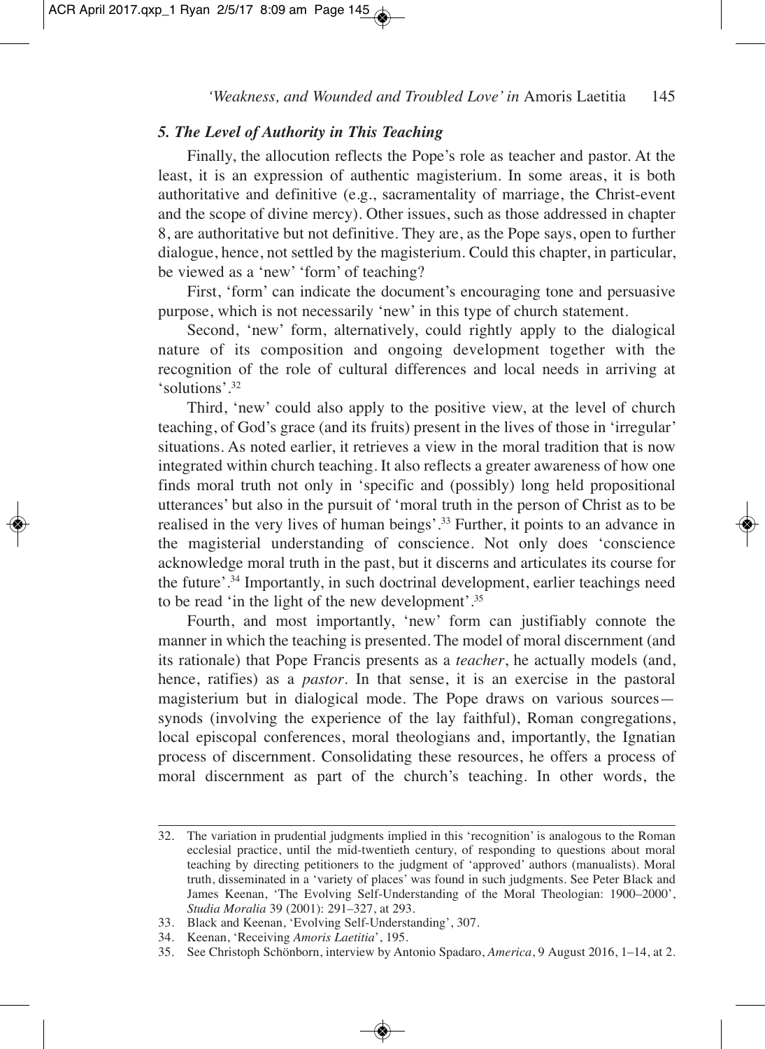### *5. The Level of Authority in This Teaching*

Finally, the allocution reflects the Pope's role as teacher and pastor. At the least, it is an expression of authentic magisterium. In some areas, it is both authoritative and definitive (e.g., sacramentality of marriage, the Christ-event and the scope of divine mercy). Other issues, such as those addressed in chapter 8, are authoritative but not definitive. They are, as the Pope says, open to further dialogue, hence, not settled by the magisterium. Could this chapter, in particular, be viewed as a 'new' 'form' of teaching?

First, 'form' can indicate the document's encouraging tone and persuasive purpose, which is not necessarily 'new' in this type of church statement.

Second, 'new' form, alternatively, could rightly apply to the dialogical nature of its composition and ongoing development together with the recognition of the role of cultural differences and local needs in arriving at 'solutions'.[32]

Third, 'new' could also apply to the positive view, at the level of church teaching, of God's grace (and its fruits) present in the lives of those in 'irregular' situations. As noted earlier, it retrieves a view in the moral tradition that is now integrated within church teaching. It also reflects a greater awareness of how one finds moral truth not only in 'specific and (possibly) long held propositional utterances' but also in the pursuit of 'moral truth in the person of Christ as to be realised in the very lives of human beings'.[33] Further, it points to an advance in the magisterial understanding of conscience. Not only does 'conscience acknowledge moral truth in the past, but it discerns and articulates its course for the future'.[34] Importantly, in such doctrinal development, earlier teachings need to be read 'in the light of the new development'.[35]

Fourth, and most importantly, 'new' form can justifiably connote the manner in which the teaching is presented. The model of moral discernment (and its rationale) that Pope Francis presents as a *teacher*, he actually models (and, hence, ratifies) as a *pastor*. In that sense, it is an exercise in the pastoral magisterium but in dialogical mode. The Pope draws on various sources—synods (involving the experience of the lay faithful), Roman congregations, local episcopal conferences, moral theologians and, importantly, the Ignatian process of discernment. Consolidating these resources, he offers a process of moral discernment as part of the church's teaching. In other words, the

---

32. The variation in prudential judgments implied in this 'recognition' is analogous to the Roman ecclesial practice, until the mid-twentieth century, of responding to questions about moral teaching by directing petitioners to the judgment of 'approved' authors (manualists). Moral truth, disseminated in a 'variety of places' was found in such judgments. See Peter Black and James Keenan, 'The Evolving Self-Understanding of the Moral Theologian: 1900–2000', *Studia Moralia* 39 (2001): 291–327, at 293.
33. Black and Keenan, 'Evolving Self-Understanding', 307.
34. Keenan, 'Receiving *Amoris Laetitia*', 195.
35. See Christoph Schönborn, interview by Antonio Spadaro, *America*, 9 August 2016, 1–14, at 2.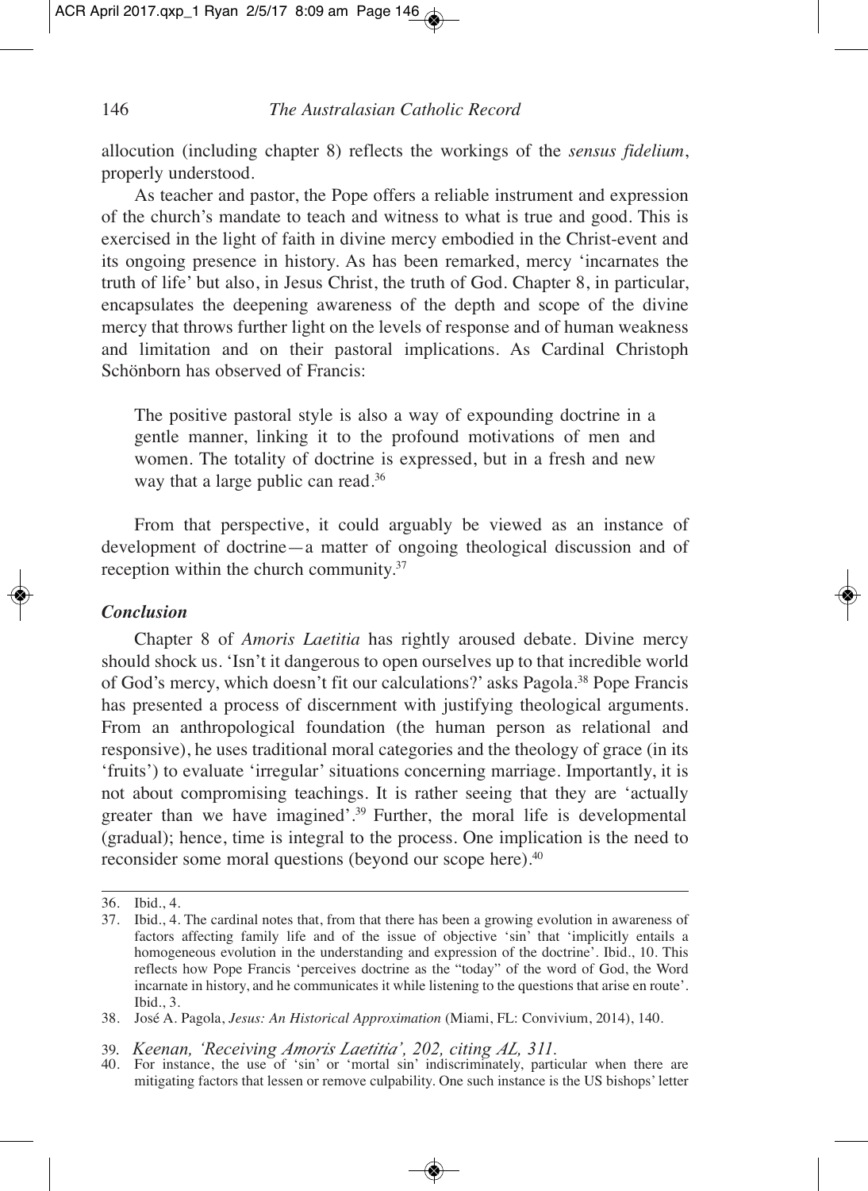allocution (including chapter 8) reflects the workings of the *sensus fidelium*, properly understood.

As teacher and pastor, the Pope offers a reliable instrument and expression of the church's mandate to teach and witness to what is true and good. This is exercised in the light of faith in divine mercy embodied in the Christ-event and its ongoing presence in history. As has been remarked, mercy 'incarnates the truth of life' but also, in Jesus Christ, the truth of God. Chapter 8, in particular, encapsulates the deepening awareness of the depth and scope of the divine mercy that throws further light on the levels of response and of human weakness and limitation and on their pastoral implications. As Cardinal Christoph Schönborn has observed of Francis:

> The positive pastoral style is also a way of expounding doctrine in a gentle manner, linking it to the profound motivations of men and women. The totality of doctrine is expressed, but in a fresh and new way that a large public can read.[36]

From that perspective, it could arguably be viewed as an instance of development of doctrine—a matter of ongoing theological discussion and of reception within the church community.[37]

### *Conclusion*

Chapter 8 of *Amoris Laetitia* has rightly aroused debate. Divine mercy should shock us. 'Isn't it dangerous to open ourselves up to that incredible world of God's mercy, which doesn't fit our calculations?' asks Pagola.[38] Pope Francis has presented a process of discernment with justifying theological arguments. From an anthropological foundation (the human person as relational and responsive), he uses traditional moral categories and the theology of grace (in its 'fruits') to evaluate 'irregular' situations concerning marriage. Importantly, it is not about compromising teachings. It is rather seeing that they are 'actually greater than we have imagined'.[39] Further, the moral life is developmental (gradual); hence, time is integral to the process. One implication is the need to reconsider some moral questions (beyond our scope here).[40]

---

36. Ibid., 4.
37. Ibid., 4. The cardinal notes that, from that there has been a growing evolution in awareness of factors affecting family life and of the issue of objective 'sin' that 'implicitly entails a homogeneous evolution in the understanding and expression of the doctrine'. Ibid., 10. This reflects how Pope Francis 'perceives doctrine as the "today" of the word of God, the Word incarnate in history, and he communicates it while listening to the questions that arise en route'. Ibid., 3.
38. José A. Pagola, *Jesus: An Historical Approximation* (Miami, FL: Convivium, 2014), 140.
39. *Keenan, 'Receiving Amoris Laetitia', 202, citing AL, 311.*
40. For instance, the use of 'sin' or 'mortal sin' indiscriminately, particular when there are mitigating factors that lessen or remove culpability. One such instance is the US bishops' letter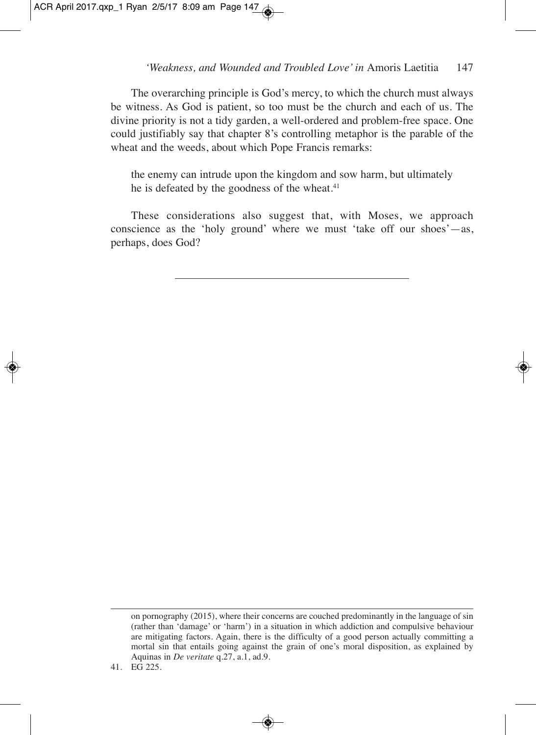The overarching principle is God's mercy, to which the church must always be witness. As God is patient, so too must be the church and each of us. The divine priority is not a tidy garden, a well-ordered and problem-free space. One could justifiably say that chapter 8's controlling metaphor is the parable of the wheat and the weeds, about which Pope Francis remarks:

> the enemy can intrude upon the kingdom and sow harm, but ultimately he is defeated by the goodness of the wheat.[41]

These considerations also suggest that, with Moses, we approach conscience as the 'holy ground' where we must 'take off our shoes'—as, perhaps, does God?

---

on pornography (2015), where their concerns are couched predominantly in the language of sin (rather than 'damage' or 'harm') in a situation in which addiction and compulsive behaviour are mitigating factors. Again, there is the difficulty of a good person actually committing a mortal sin that entails going against the grain of one's moral disposition, as explained by Aquinas in *De veritate* q.27, a.1, ad.9.

41. EG 225.